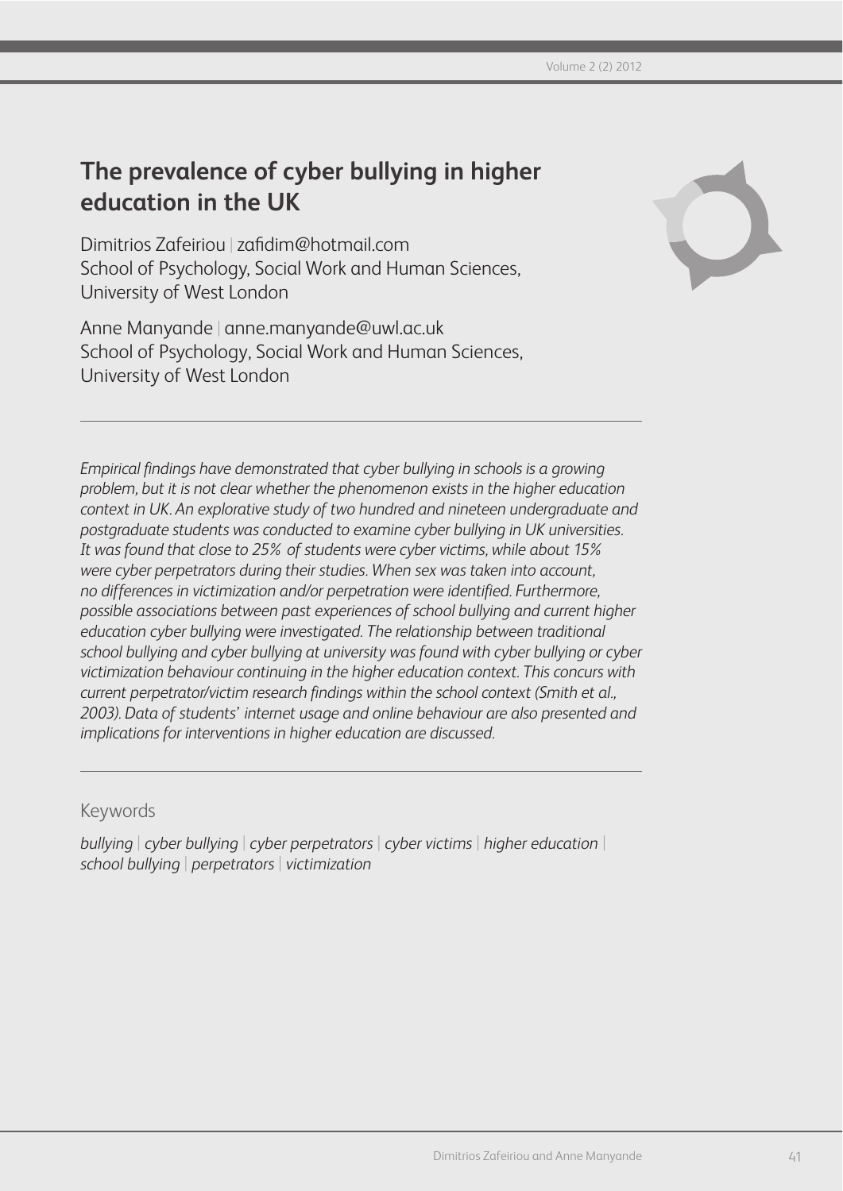# The prevalence of cyber bullying in higher education in the UK

Dimitrios Zafeiriou | zafidim@hotmail.com
School of Psychology, Social Work and Human Sciences,
University of West London

Anne Manyande | anne.manyande@uwl.ac.uk
School of Psychology, Social Work and Human Sciences,
University of West London

---

*Empirical findings have demonstrated that cyber bullying in schools is a growing problem, but it is not clear whether the phenomenon exists in the higher education context in UK. An explorative study of two hundred and nineteen undergraduate and postgraduate students was conducted to examine cyber bullying in UK universities. It was found that close to 25% of students were cyber victims, while about 15% were cyber perpetrators during their studies. When sex was taken into account, no differences in victimization and/or perpetration were identified. Furthermore, possible associations between past experiences of school bullying and current higher education cyber bullying were investigated. The relationship between traditional school bullying and cyber bullying at university was found with cyber bullying or cyber victimization behaviour continuing in the higher education context. This concurs with current perpetrator/victim research findings within the school context (Smith et al., 2003). Data of students' internet usage and online behaviour are also presented and implications for interventions in higher education are discussed.*

---

## Keywords

*bullying* | *cyber bullying* | *cyber perpetrators* | *cyber victims* | *higher education* | *school bullying* | *perpetrators* | *victimization*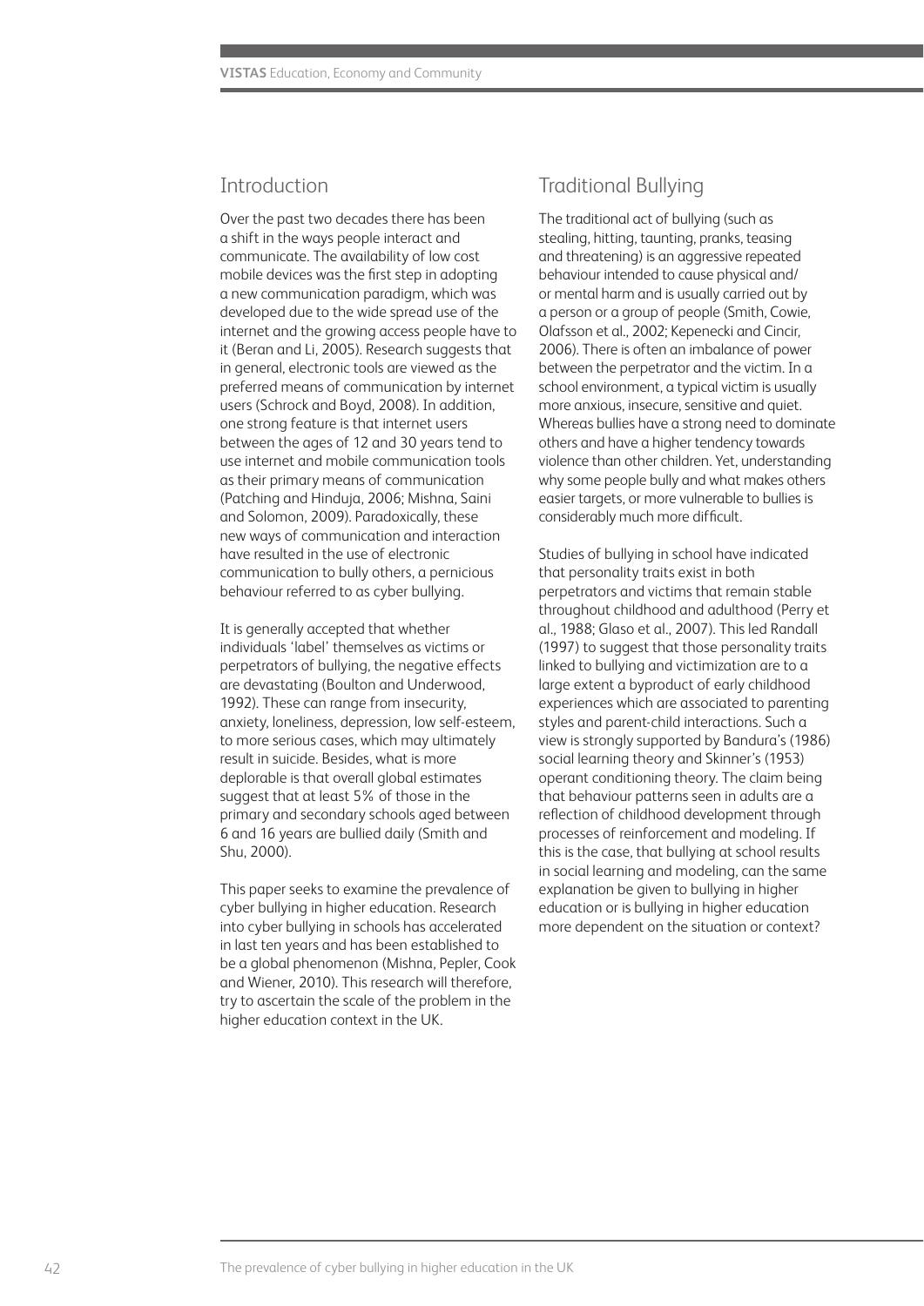## Introduction

Over the past two decades there has been a shift in the ways people interact and communicate. The availability of low cost mobile devices was the first step in adopting a new communication paradigm, which was developed due to the wide spread use of the internet and the growing access people have to it (Beran and Li, 2005). Research suggests that in general, electronic tools are viewed as the preferred means of communication by internet users (Schrock and Boyd, 2008). In addition, one strong feature is that internet users between the ages of 12 and 30 years tend to use internet and mobile communication tools as their primary means of communication (Patching and Hinduja, 2006; Mishna, Saini and Solomon, 2009). Paradoxically, these new ways of communication and interaction have resulted in the use of electronic communication to bully others, a pernicious behaviour referred to as cyber bullying.

It is generally accepted that whether individuals 'label' themselves as victims or perpetrators of bullying, the negative effects are devastating (Boulton and Underwood, 1992). These can range from insecurity, anxiety, loneliness, depression, low self-esteem, to more serious cases, which may ultimately result in suicide. Besides, what is more deplorable is that overall global estimates suggest that at least 5% of those in the primary and secondary schools aged between 6 and 16 years are bullied daily (Smith and Shu, 2000).

This paper seeks to examine the prevalence of cyber bullying in higher education. Research into cyber bullying in schools has accelerated in last ten years and has been established to be a global phenomenon (Mishna, Pepler, Cook and Wiener, 2010). This research will therefore, try to ascertain the scale of the problem in the higher education context in the UK.

## Traditional Bullying

The traditional act of bullying (such as stealing, hitting, taunting, pranks, teasing and threatening) is an aggressive repeated behaviour intended to cause physical and/ or mental harm and is usually carried out by a person or a group of people (Smith, Cowie, Olafsson et al., 2002; Kepenecki and Cincir, 2006). There is often an imbalance of power between the perpetrator and the victim. In a school environment, a typical victim is usually more anxious, insecure, sensitive and quiet. Whereas bullies have a strong need to dominate others and have a higher tendency towards violence than other children. Yet, understanding why some people bully and what makes others easier targets, or more vulnerable to bullies is considerably much more difficult.

Studies of bullying in school have indicated that personality traits exist in both perpetrators and victims that remain stable throughout childhood and adulthood (Perry et al., 1988; Glaso et al., 2007). This led Randall (1997) to suggest that those personality traits linked to bullying and victimization are to a large extent a byproduct of early childhood experiences which are associated to parenting styles and parent-child interactions. Such a view is strongly supported by Bandura's (1986) social learning theory and Skinner's (1953) operant conditioning theory. The claim being that behaviour patterns seen in adults are a reflection of childhood development through processes of reinforcement and modeling. If this is the case, that bullying at school results in social learning and modeling, can the same explanation be given to bullying in higher education or is bullying in higher education more dependent on the situation or context?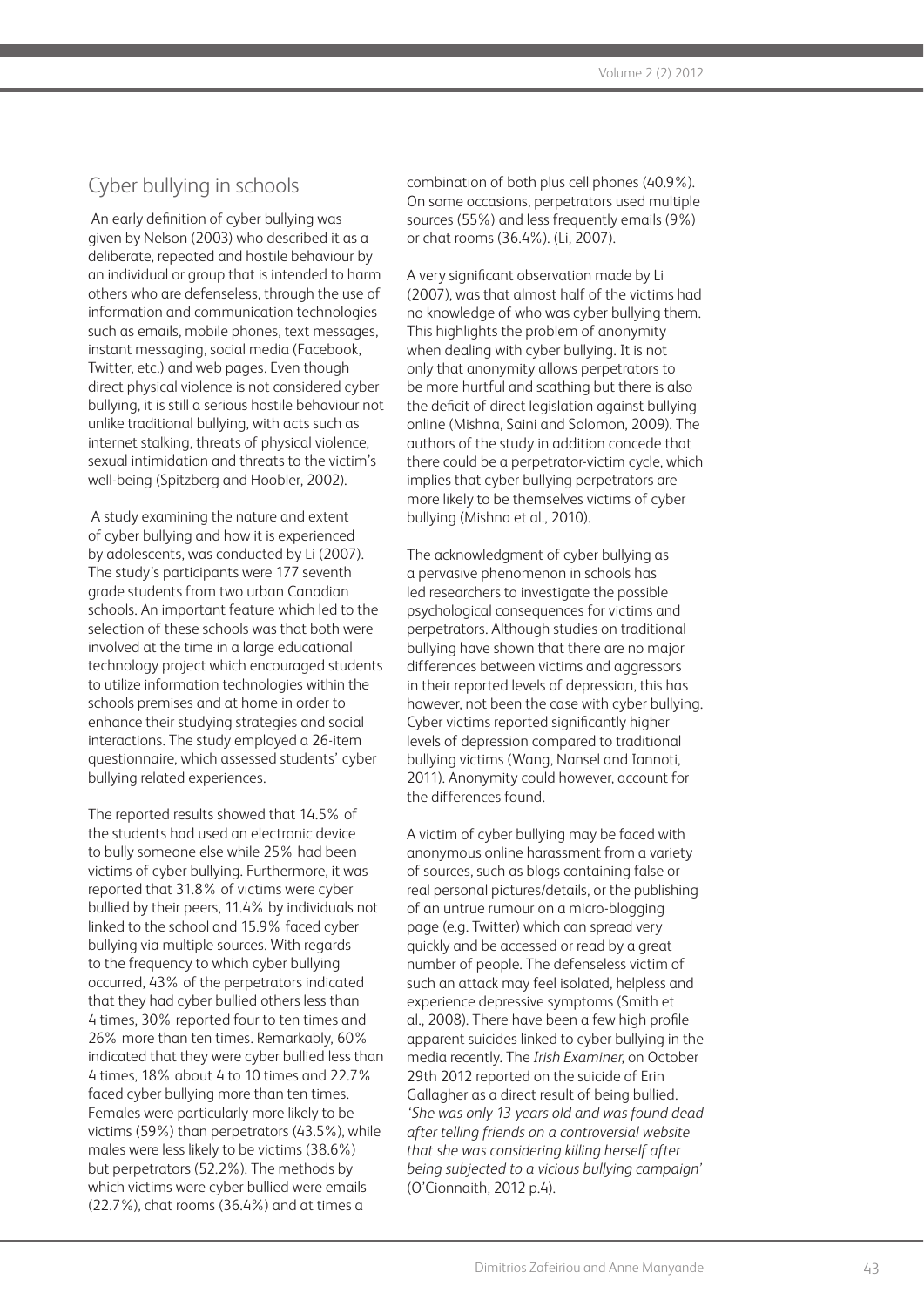## Cyber bullying in schools

An early definition of cyber bullying was given by Nelson (2003) who described it as a deliberate, repeated and hostile behaviour by an individual or group that is intended to harm others who are defenseless, through the use of information and communication technologies such as emails, mobile phones, text messages, instant messaging, social media (Facebook, Twitter, etc.) and web pages. Even though direct physical violence is not considered cyber bullying, it is still a serious hostile behaviour not unlike traditional bullying, with acts such as internet stalking, threats of physical violence, sexual intimidation and threats to the victim's well-being (Spitzberg and Hoobler, 2002).

A study examining the nature and extent of cyber bullying and how it is experienced by adolescents, was conducted by Li (2007). The study's participants were 177 seventh grade students from two urban Canadian schools. An important feature which led to the selection of these schools was that both were involved at the time in a large educational technology project which encouraged students to utilize information technologies within the schools premises and at home in order to enhance their studying strategies and social interactions. The study employed a 26-item questionnaire, which assessed students' cyber bullying related experiences.

The reported results showed that 14.5% of the students had used an electronic device to bully someone else while 25% had been victims of cyber bullying. Furthermore, it was reported that 31.8% of victims were cyber bullied by their peers, 11.4% by individuals not linked to the school and 15.9% faced cyber bullying via multiple sources. With regards to the frequency to which cyber bullying occurred, 43% of the perpetrators indicated that they had cyber bullied others less than 4 times, 30% reported four to ten times and 26% more than ten times. Remarkably, 60% indicated that they were cyber bullied less than 4 times, 18% about 4 to 10 times and 22.7% faced cyber bullying more than ten times. Females were particularly more likely to be victims (59%) than perpetrators (43.5%), while males were less likely to be victims (38.6%) but perpetrators (52.2%). The methods by which victims were cyber bullied were emails (22.7%), chat rooms (36.4%) and at times a combination of both plus cell phones (40.9%). On some occasions, perpetrators used multiple sources (55%) and less frequently emails (9%) or chat rooms (36.4%). (Li, 2007).

A very significant observation made by Li (2007), was that almost half of the victims had no knowledge of who was cyber bullying them. This highlights the problem of anonymity when dealing with cyber bullying. It is not only that anonymity allows perpetrators to be more hurtful and scathing but there is also the deficit of direct legislation against bullying online (Mishna, Saini and Solomon, 2009). The authors of the study in addition concede that there could be a perpetrator-victim cycle, which implies that cyber bullying perpetrators are more likely to be themselves victims of cyber bullying (Mishna et al., 2010).

The acknowledgment of cyber bullying as a pervasive phenomenon in schools has led researchers to investigate the possible psychological consequences for victims and perpetrators. Although studies on traditional bullying have shown that there are no major differences between victims and aggressors in their reported levels of depression, this has however, not been the case with cyber bullying. Cyber victims reported significantly higher levels of depression compared to traditional bullying victims (Wang, Nansel and Iannoti, 2011). Anonymity could however, account for the differences found.

A victim of cyber bullying may be faced with anonymous online harassment from a variety of sources, such as blogs containing false or real personal pictures/details, or the publishing of an untrue rumour on a micro-blogging page (e.g. Twitter) which can spread very quickly and be accessed or read by a great number of people. The defenseless victim of such an attack may feel isolated, helpless and experience depressive symptoms (Smith et al., 2008). There have been a few high profile apparent suicides linked to cyber bullying in the media recently. The *Irish Examiner*, on October 29th 2012 reported on the suicide of Erin Gallagher as a direct result of being bullied. *'She was only 13 years old and was found dead after telling friends on a controversial website that she was considering killing herself after being subjected to a vicious bullying campaign'* (O'Cionnaith, 2012 p.4).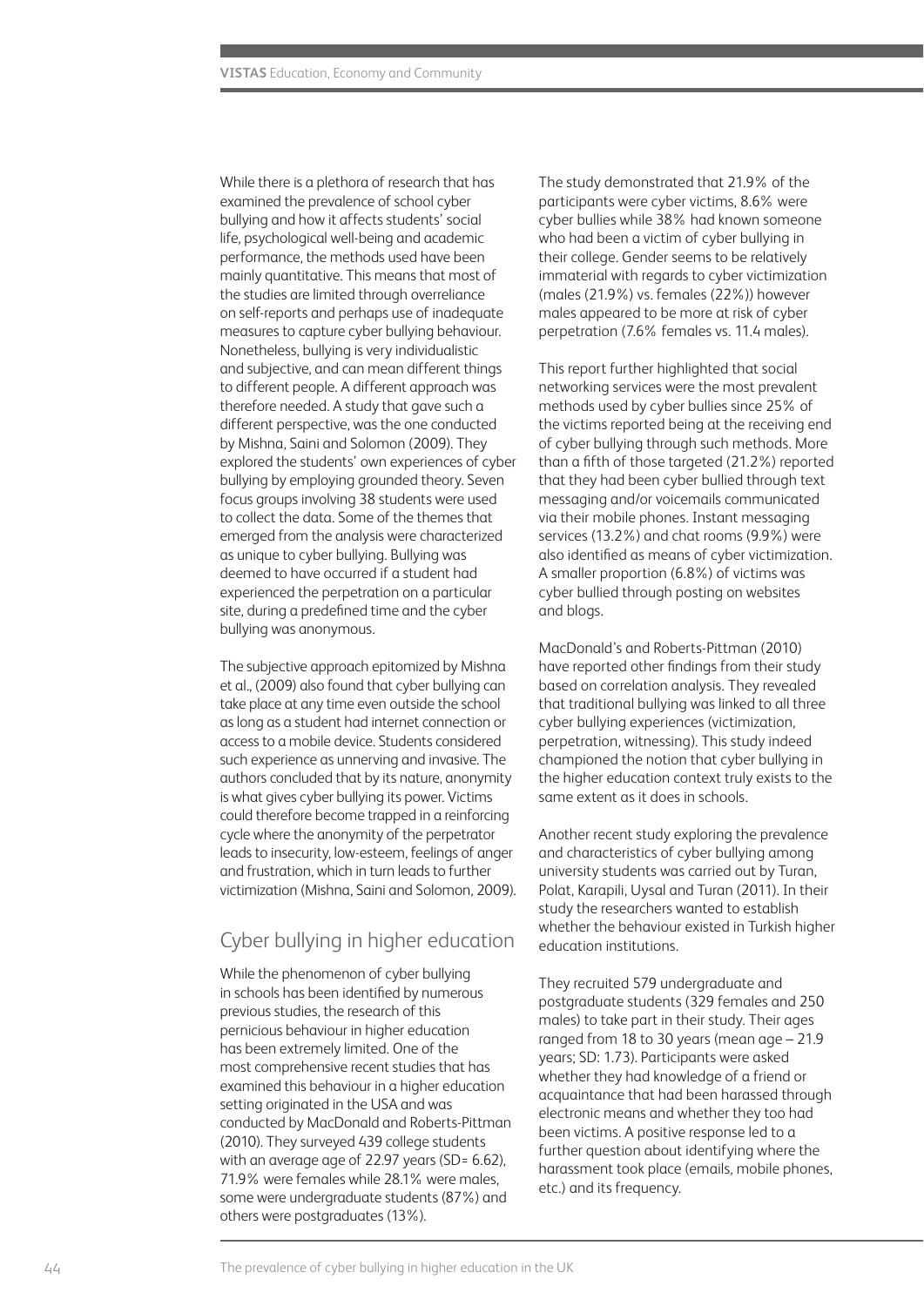While there is a plethora of research that has examined the prevalence of school cyber bullying and how it affects students' social life, psychological well-being and academic performance, the methods used have been mainly quantitative. This means that most of the studies are limited through overreliance on self-reports and perhaps use of inadequate measures to capture cyber bullying behaviour. Nonetheless, bullying is very individualistic and subjective, and can mean different things to different people. A different approach was therefore needed. A study that gave such a different perspective, was the one conducted by Mishna, Saini and Solomon (2009). They explored the students' own experiences of cyber bullying by employing grounded theory. Seven focus groups involving 38 students were used to collect the data. Some of the themes that emerged from the analysis were characterized as unique to cyber bullying. Bullying was deemed to have occurred if a student had experienced the perpetration on a particular site, during a predefined time and the cyber bullying was anonymous.

The subjective approach epitomized by Mishna et al., (2009) also found that cyber bullying can take place at any time even outside the school as long as a student had internet connection or access to a mobile device. Students considered such experience as unnerving and invasive. The authors concluded that by its nature, anonymity is what gives cyber bullying its power. Victims could therefore become trapped in a reinforcing cycle where the anonymity of the perpetrator leads to insecurity, low-esteem, feelings of anger and frustration, which in turn leads to further victimization (Mishna, Saini and Solomon, 2009).

## Cyber bullying in higher education

While the phenomenon of cyber bullying in schools has been identified by numerous previous studies, the research of this pernicious behaviour in higher education has been extremely limited. One of the most comprehensive recent studies that has examined this behaviour in a higher education setting originated in the USA and was conducted by MacDonald and Roberts-Pittman (2010). They surveyed 439 college students with an average age of 22.97 years (SD= 6.62), 71.9% were females while 28.1% were males, some were undergraduate students (87%) and others were postgraduates (13%).

The study demonstrated that 21.9% of the participants were cyber victims, 8.6% were cyber bullies while 38% had known someone who had been a victim of cyber bullying in their college. Gender seems to be relatively immaterial with regards to cyber victimization (males (21.9%) vs. females (22%)) however males appeared to be more at risk of cyber perpetration (7.6% females vs. 11.4 males).

This report further highlighted that social networking services were the most prevalent methods used by cyber bullies since 25% of the victims reported being at the receiving end of cyber bullying through such methods. More than a fifth of those targeted (21.2%) reported that they had been cyber bullied through text messaging and/or voicemails communicated via their mobile phones. Instant messaging services (13.2%) and chat rooms (9.9%) were also identified as means of cyber victimization. A smaller proportion (6.8%) of victims was cyber bullied through posting on websites and blogs.

MacDonald's and Roberts-Pittman (2010) have reported other findings from their study based on correlation analysis. They revealed that traditional bullying was linked to all three cyber bullying experiences (victimization, perpetration, witnessing). This study indeed championed the notion that cyber bullying in the higher education context truly exists to the same extent as it does in schools.

Another recent study exploring the prevalence and characteristics of cyber bullying among university students was carried out by Turan, Polat, Karapili, Uysal and Turan (2011). In their study the researchers wanted to establish whether the behaviour existed in Turkish higher education institutions.

They recruited 579 undergraduate and postgraduate students (329 females and 250 males) to take part in their study. Their ages ranged from 18 to 30 years (mean age – 21.9 years; SD: 1.73). Participants were asked whether they had knowledge of a friend or acquaintance that had been harassed through electronic means and whether they too had been victims. A positive response led to a further question about identifying where the harassment took place (emails, mobile phones, etc.) and its frequency.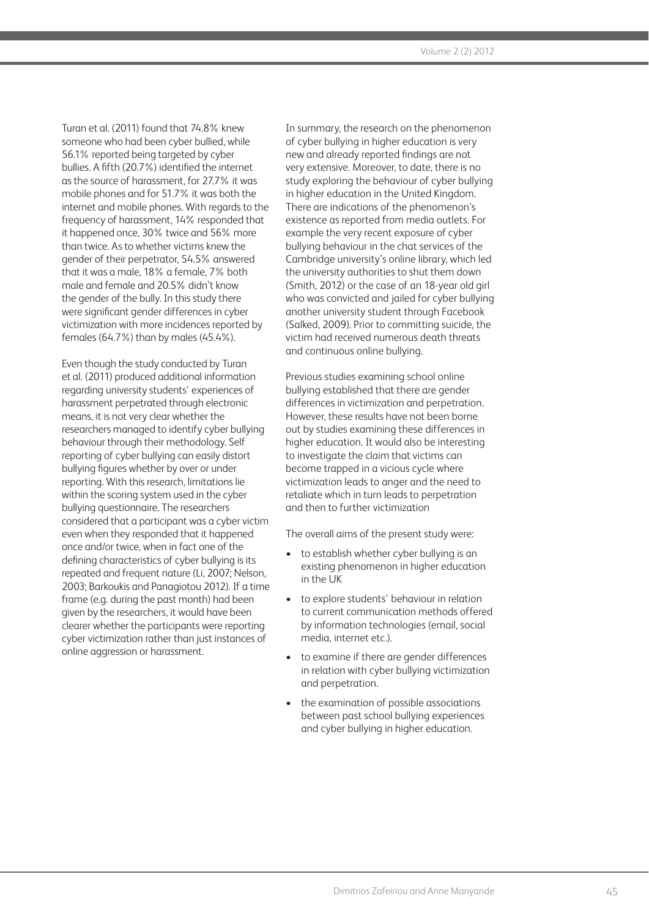Turan et al. (2011) found that 74.8% knew someone who had been cyber bullied, while 56.1% reported being targeted by cyber bullies. A fifth (20.7%) identified the internet as the source of harassment, for 27.7% it was mobile phones and for 51.7% it was both the internet and mobile phones. With regards to the frequency of harassment, 14% responded that it happened once, 30% twice and 56% more than twice. As to whether victims knew the gender of their perpetrator, 54.5% answered that it was a male, 18% a female, 7% both male and female and 20.5% didn't know the gender of the bully. In this study there were significant gender differences in cyber victimization with more incidences reported by females (64.7%) than by males (45.4%).

Even though the study conducted by Turan et al. (2011) produced additional information regarding university students' experiences of harassment perpetrated through electronic means, it is not very clear whether the researchers managed to identify cyber bullying behaviour through their methodology. Self reporting of cyber bullying can easily distort bullying figures whether by over or under reporting. With this research, limitations lie within the scoring system used in the cyber bullying questionnaire. The researchers considered that a participant was a cyber victim even when they responded that it happened once and/or twice, when in fact one of the defining characteristics of cyber bullying is its repeated and frequent nature (Li, 2007; Nelson, 2003; Barkoukis and Panagiotou 2012). If a time frame (e.g. during the past month) had been given by the researchers, it would have been clearer whether the participants were reporting cyber victimization rather than just instances of online aggression or harassment.

In summary, the research on the phenomenon of cyber bullying in higher education is very new and already reported findings are not very extensive. Moreover, to date, there is no study exploring the behaviour of cyber bullying in higher education in the United Kingdom. There are indications of the phenomenon's existence as reported from media outlets. For example the very recent exposure of cyber bullying behaviour in the chat services of the Cambridge university's online library, which led the university authorities to shut them down (Smith, 2012) or the case of an 18-year old girl who was convicted and jailed for cyber bullying another university student through Facebook (Salked, 2009). Prior to committing suicide, the victim had received numerous death threats and continuous online bullying.

Previous studies examining school online bullying established that there are gender differences in victimization and perpetration. However, these results have not been borne out by studies examining these differences in higher education. It would also be interesting to investigate the claim that victims can become trapped in a vicious cycle where victimization leads to anger and the need to retaliate which in turn leads to perpetration and then to further victimization

The overall aims of the present study were:

- to establish whether cyber bullying is an existing phenomenon in higher education in the UK
- to explore students' behaviour in relation to current communication methods offered by information technologies (email, social media, internet etc.).
- to examine if there are gender differences in relation with cyber bullying victimization and perpetration.
- the examination of possible associations between past school bullying experiences and cyber bullying in higher education.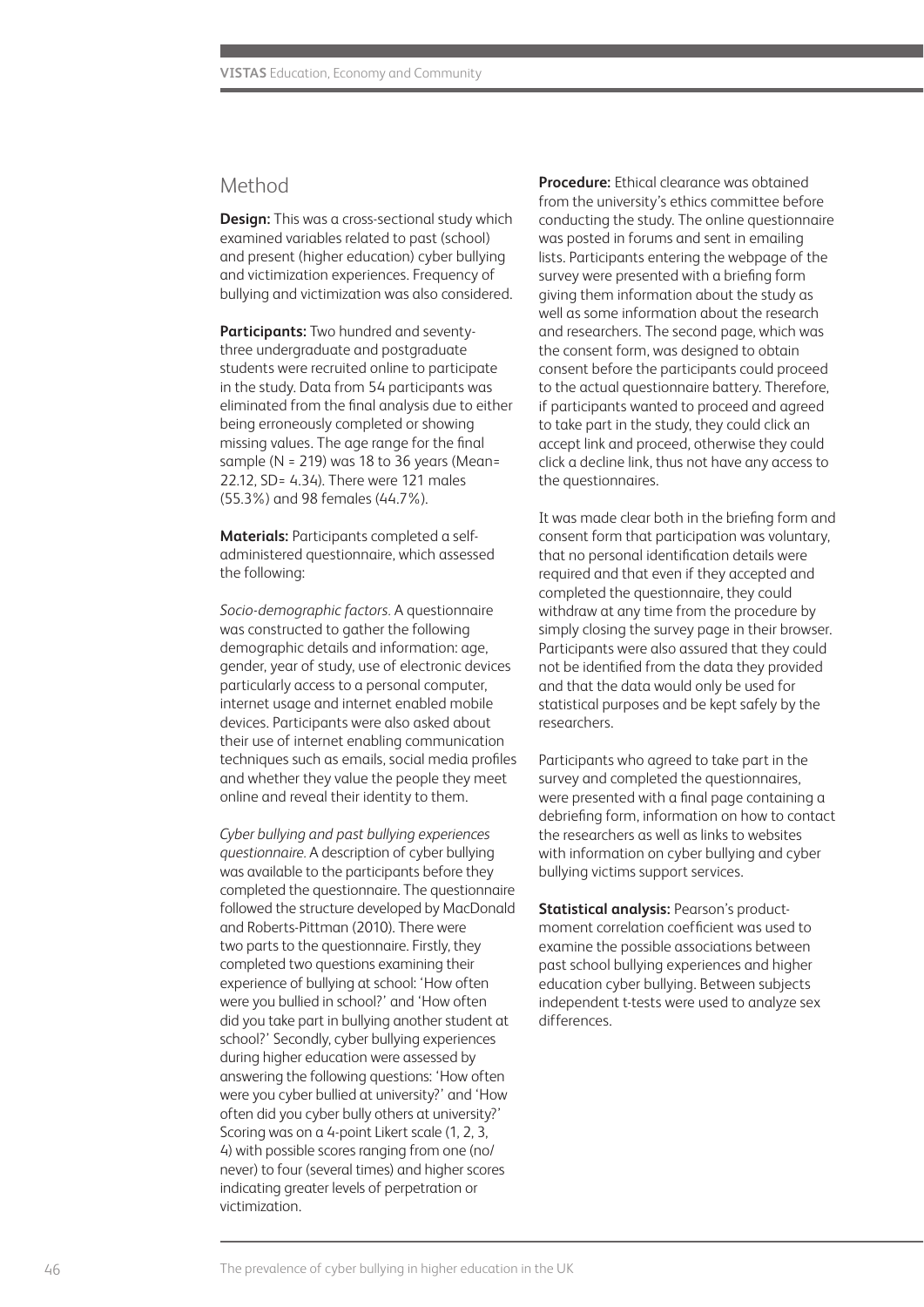## Method

**Design:** This was a cross-sectional study which examined variables related to past (school) and present (higher education) cyber bullying and victimization experiences. Frequency of bullying and victimization was also considered.

**Participants:** Two hundred and seventy-three undergraduate and postgraduate students were recruited online to participate in the study. Data from 54 participants was eliminated from the final analysis due to either being erroneously completed or showing missing values. The age range for the final sample (N = 219) was 18 to 36 years (Mean= 22.12, SD= 4.34). There were 121 males (55.3%) and 98 females (44.7%).

**Materials:** Participants completed a self-administered questionnaire, which assessed the following:

*Socio-demographic factors.* A questionnaire was constructed to gather the following demographic details and information: age, gender, year of study, use of electronic devices particularly access to a personal computer, internet usage and internet enabled mobile devices. Participants were also asked about their use of internet enabling communication techniques such as emails, social media profiles and whether they value the people they meet online and reveal their identity to them.

*Cyber bullying and past bullying experiences questionnaire.* A description of cyber bullying was available to the participants before they completed the questionnaire. The questionnaire followed the structure developed by MacDonald and Roberts-Pittman (2010). There were two parts to the questionnaire. Firstly, they completed two questions examining their experience of bullying at school: 'How often were you bullied in school?' and 'How often did you take part in bullying another student at school?' Secondly, cyber bullying experiences during higher education were assessed by answering the following questions: 'How often were you cyber bullied at university?' and 'How often did you cyber bully others at university?' Scoring was on a 4-point Likert scale (1, 2, 3, 4) with possible scores ranging from one (no/never) to four (several times) and higher scores indicating greater levels of perpetration or victimization.

**Procedure:** Ethical clearance was obtained from the university's ethics committee before conducting the study. The online questionnaire was posted in forums and sent in emailing lists. Participants entering the webpage of the survey were presented with a briefing form giving them information about the study as well as some information about the research and researchers. The second page, which was the consent form, was designed to obtain consent before the participants could proceed to the actual questionnaire battery. Therefore, if participants wanted to proceed and agreed to take part in the study, they could click an accept link and proceed, otherwise they could click a decline link, thus not have any access to the questionnaires.

It was made clear both in the briefing form and consent form that participation was voluntary, that no personal identification details were required and that even if they accepted and completed the questionnaire, they could withdraw at any time from the procedure by simply closing the survey page in their browser. Participants were also assured that they could not be identified from the data they provided and that the data would only be used for statistical purposes and be kept safely by the researchers.

Participants who agreed to take part in the survey and completed the questionnaires, were presented with a final page containing a debriefing form, information on how to contact the researchers as well as links to websites with information on cyber bullying and cyber bullying victims support services.

**Statistical analysis:** Pearson's product-moment correlation coefficient was used to examine the possible associations between past school bullying experiences and higher education cyber bullying. Between subjects independent t-tests were used to analyze sex differences.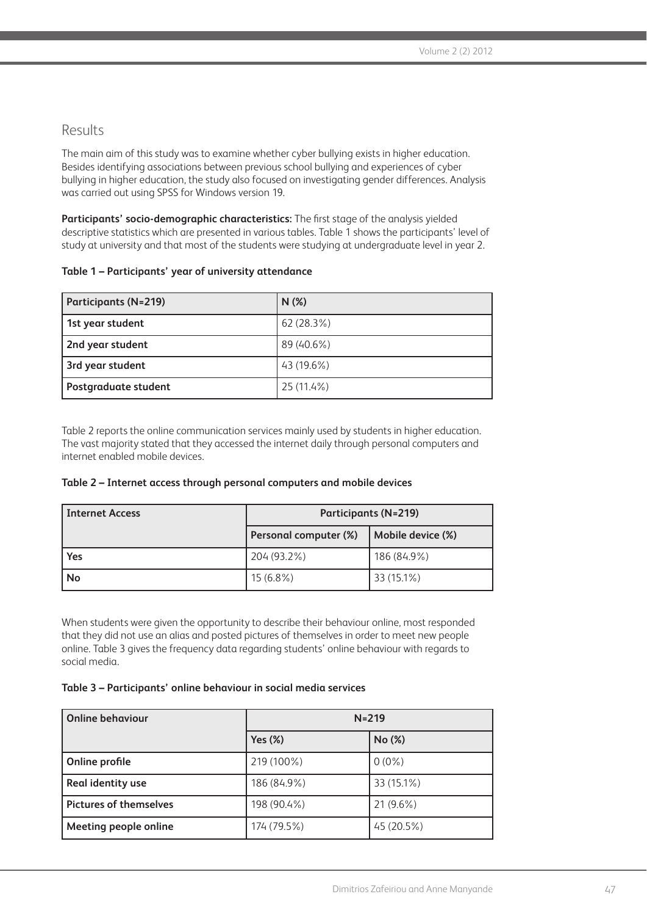## Results

The main aim of this study was to examine whether cyber bullying exists in higher education. Besides identifying associations between previous school bullying and experiences of cyber bullying in higher education, the study also focused on investigating gender differences. Analysis was carried out using SPSS for Windows version 19.

**Participants' socio-demographic characteristics:** The first stage of the analysis yielded descriptive statistics which are presented in various tables. Table 1 shows the participants' level of study at university and that most of the students were studying at undergraduate level in year 2.

**Table 1 – Participants' year of university attendance**

| Participants (N=219) | N (%) |
|---|---|
| 1st year student | 62 (28.3%) |
| 2nd year student | 89 (40.6%) |
| 3rd year student | 43 (19.6%) |
| Postgraduate student | 25 (11.4%) |

Table 2 reports the online communication services mainly used by students in higher education. The vast majority stated that they accessed the internet daily through personal computers and internet enabled mobile devices.

**Table 2 – Internet access through personal computers and mobile devices**

| Internet Access | Participants (N=219) | |
|---|---|---|
| | Personal computer (%) | Mobile device (%) |
| Yes | 204 (93.2%) | 186 (84.9%) |
| No | 15 (6.8%) | 33 (15.1%) |

When students were given the opportunity to describe their behaviour online, most responded that they did not use an alias and posted pictures of themselves in order to meet new people online. Table 3 gives the frequency data regarding students' online behaviour with regards to social media.

**Table 3 – Participants' online behaviour in social media services**

| Online behaviour | N=219 | |
|---|---|---|
| | Yes (%) | No (%) |
| Online profile | 219 (100%) | 0 (0%) |
| Real identity use | 186 (84.9%) | 33 (15.1%) |
| Pictures of themselves | 198 (90.4%) | 21 (9.6%) |
| Meeting people online | 174 (79.5%) | 45 (20.5%) |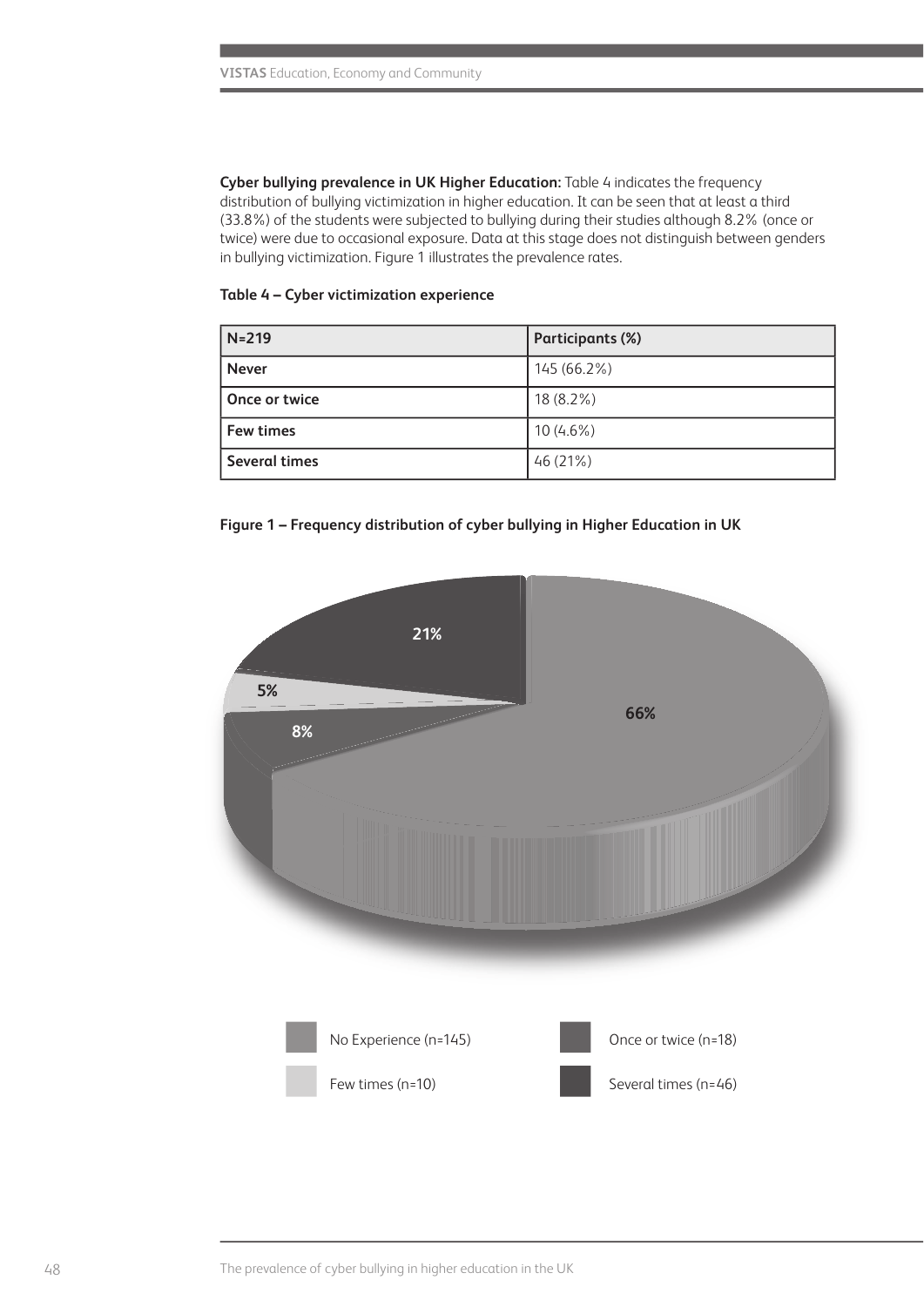**Cyber bullying prevalence in UK Higher Education:** Table 4 indicates the frequency distribution of bullying victimization in higher education. It can be seen that at least a third (33.8%) of the students were subjected to bullying during their studies although 8.2% (once or twice) were due to occasional exposure. Data at this stage does not distinguish between genders in bullying victimization. Figure 1 illustrates the prevalence rates.

**Table 4 – Cyber victimization experience**

| N=219 | Participants (%) |
|---|---|
| Never | 145 (66.2%) |
| Once or twice | 18 (8.2%) |
| Few times | 10 (4.6%) |
| Several times | 46 (21%) |

**Figure 1 – Frequency distribution of cyber bullying in Higher Education in UK**

21%

5%

8%

66%

No Experience (n=145)

Once or twice (n=18)

Few times (n=10)

Several times (n=46)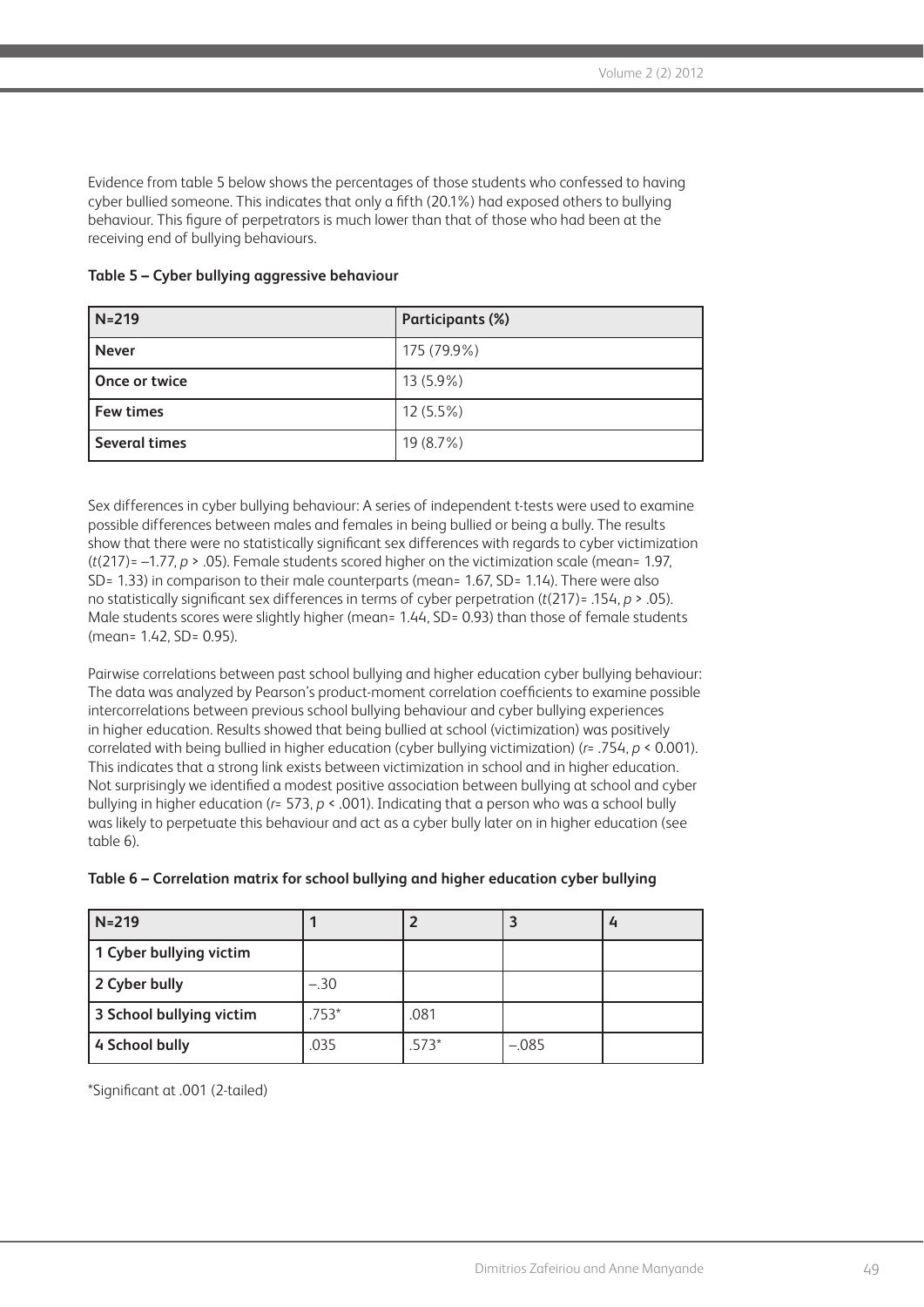Evidence from table 5 below shows the percentages of those students who confessed to having cyber bullied someone. This indicates that only a fifth (20.1%) had exposed others to bullying behaviour. This figure of perpetrators is much lower than that of those who had been at the receiving end of bullying behaviours.

**Table 5 – Cyber bullying aggressive behaviour**

| N=219 | Participants (%) |
|---|---|
| **Never** | 175 (79.9%) |
| **Once or twice** | 13 (5.9%) |
| **Few times** | 12 (5.5%) |
| **Several times** | 19 (8.7%) |

Sex differences in cyber bullying behaviour: A series of independent t-tests were used to examine possible differences between males and females in being bullied or being a bully. The results show that there were no statistically significant sex differences with regards to cyber victimization ($t(217) = -1.77$, $p > .05$). Female students scored higher on the victimization scale (mean= 1.97, SD= 1.33) in comparison to their male counterparts (mean= 1.67, SD= 1.14). There were also no statistically significant sex differences in terms of cyber perpetration ($t(217) = .154$, $p > .05$). Male students scores were slightly higher (mean= 1.44, SD= 0.93) than those of female students (mean= 1.42, SD= 0.95).

Pairwise correlations between past school bullying and higher education cyber bullying behaviour: The data was analyzed by Pearson's product-moment correlation coefficients to examine possible intercorrelations between previous school bullying behaviour and cyber bullying experiences in higher education. Results showed that being bullied at school (victimization) was positively correlated with being bullied in higher education (cyber bullying victimization) ($r = .754$, $p < 0.001$). This indicates that a strong link exists between victimization in school and in higher education. Not surprisingly we identified a modest positive association between bullying at school and cyber bullying in higher education ($r = 573$, $p < .001$). Indicating that a person who was a school bully was likely to perpetuate this behaviour and act as a cyber bully later on in higher education (see table 6).

**Table 6 – Correlation matrix for school bullying and higher education cyber bullying**

| N=219 | 1 | 2 | 3 | 4 |
|---|---|---|---|---|
| **1 Cyber bullying victim** | | | | |
| **2 Cyber bully** | –.30 | | | |
| **3 School bullying victim** | .753* | .081 | | |
| **4 School bully** | .035 | .573* | –.085 | |

*Significant at .001 (2-tailed)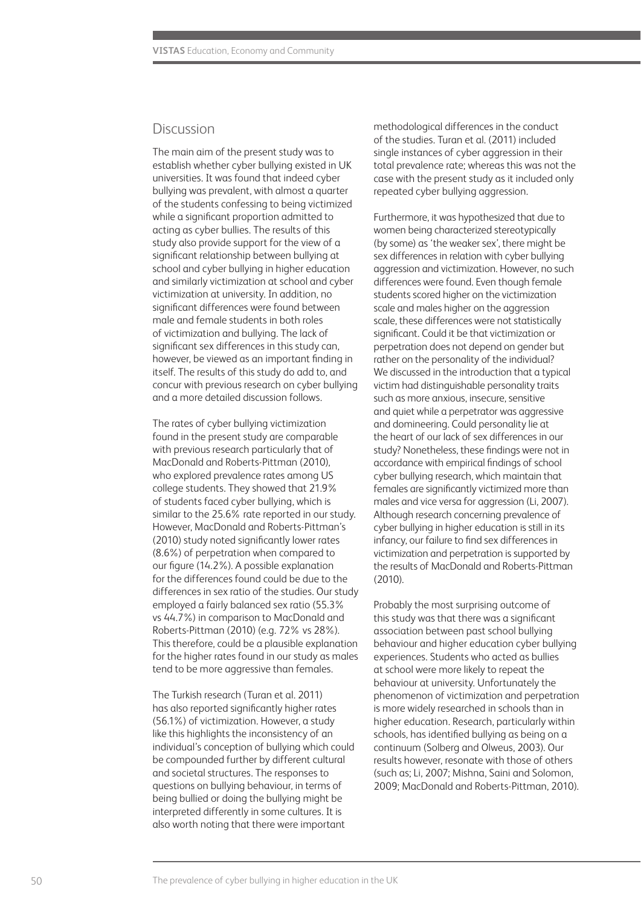## Discussion

The main aim of the present study was to establish whether cyber bullying existed in UK universities. It was found that indeed cyber bullying was prevalent, with almost a quarter of the students confessing to being victimized while a significant proportion admitted to acting as cyber bullies. The results of this study also provide support for the view of a significant relationship between bullying at school and cyber bullying in higher education and similarly victimization at school and cyber victimization at university. In addition, no significant differences were found between male and female students in both roles of victimization and bullying. The lack of significant sex differences in this study can, however, be viewed as an important finding in itself. The results of this study do add to, and concur with previous research on cyber bullying and a more detailed discussion follows.

The rates of cyber bullying victimization found in the present study are comparable with previous research particularly that of MacDonald and Roberts-Pittman (2010), who explored prevalence rates among US college students. They showed that 21.9% of students faced cyber bullying, which is similar to the 25.6% rate reported in our study. However, MacDonald and Roberts-Pittman's (2010) study noted significantly lower rates (8.6%) of perpetration when compared to our figure (14.2%). A possible explanation for the differences found could be due to the differences in sex ratio of the studies. Our study employed a fairly balanced sex ratio (55.3% vs 44.7%) in comparison to MacDonald and Roberts-Pittman (2010) (e.g. 72% vs 28%). This therefore, could be a plausible explanation for the higher rates found in our study as males tend to be more aggressive than females.

The Turkish research (Turan et al. 2011) has also reported significantly higher rates (56.1%) of victimization. However, a study like this highlights the inconsistency of an individual's conception of bullying which could be compounded further by different cultural and societal structures. The responses to questions on bullying behaviour, in terms of being bullied or doing the bullying might be interpreted differently in some cultures. It is also worth noting that there were important methodological differences in the conduct of the studies. Turan et al. (2011) included single instances of cyber aggression in their total prevalence rate; whereas this was not the case with the present study as it included only repeated cyber bullying aggression.

Furthermore, it was hypothesized that due to women being characterized stereotypically (by some) as 'the weaker sex', there might be sex differences in relation with cyber bullying aggression and victimization. However, no such differences were found. Even though female students scored higher on the victimization scale and males higher on the aggression scale, these differences were not statistically significant. Could it be that victimization or perpetration does not depend on gender but rather on the personality of the individual? We discussed in the introduction that a typical victim had distinguishable personality traits such as more anxious, insecure, sensitive and quiet while a perpetrator was aggressive and domineering. Could personality lie at the heart of our lack of sex differences in our study? Nonetheless, these findings were not in accordance with empirical findings of school cyber bullying research, which maintain that females are significantly victimized more than males and vice versa for aggression (Li, 2007). Although research concerning prevalence of cyber bullying in higher education is still in its infancy, our failure to find sex differences in victimization and perpetration is supported by the results of MacDonald and Roberts-Pittman (2010).

Probably the most surprising outcome of this study was that there was a significant association between past school bullying behaviour and higher education cyber bullying experiences. Students who acted as bullies at school were more likely to repeat the behaviour at university. Unfortunately the phenomenon of victimization and perpetration is more widely researched in schools than in higher education. Research, particularly within schools, has identified bullying as being on a continuum (Solberg and Olweus, 2003). Our results however, resonate with those of others (such as; Li, 2007; Mishna, Saini and Solomon, 2009; MacDonald and Roberts-Pittman, 2010).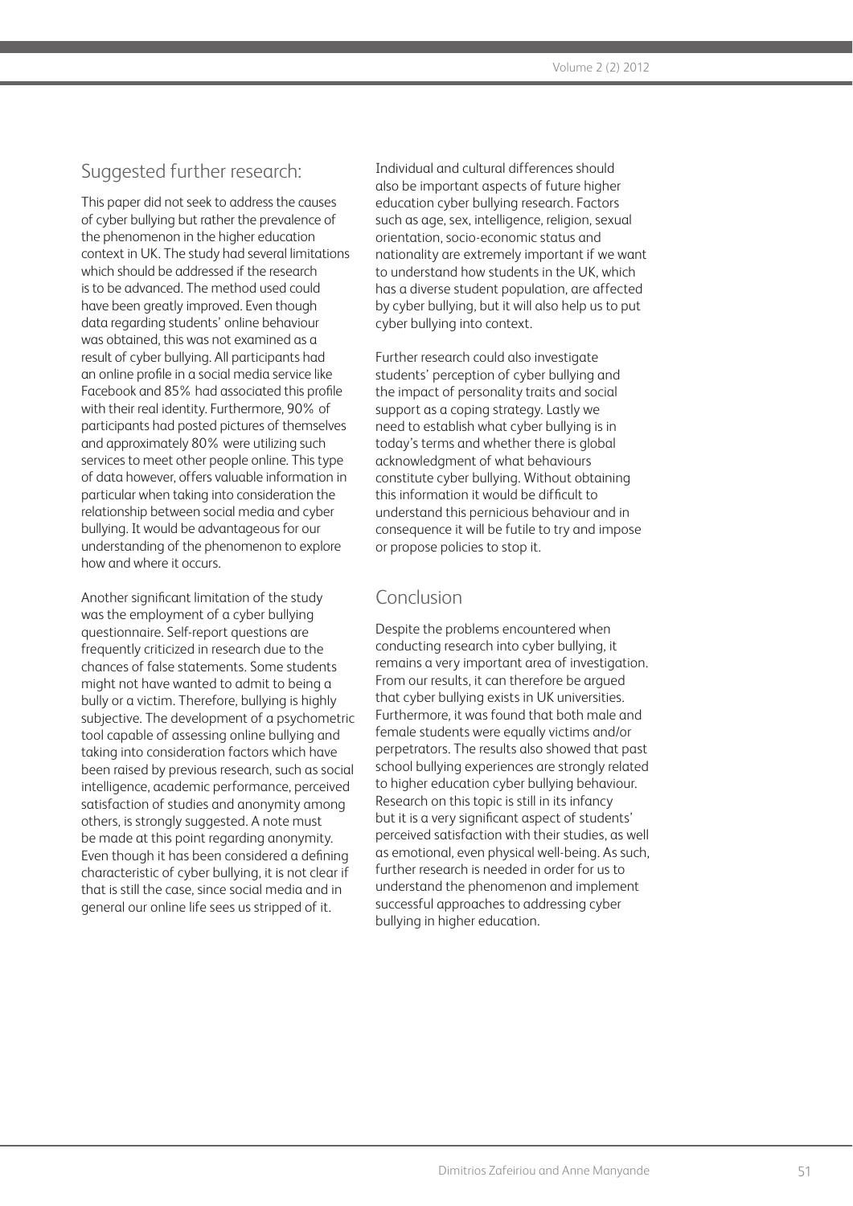## Suggested further research:

This paper did not seek to address the causes of cyber bullying but rather the prevalence of the phenomenon in the higher education context in UK. The study had several limitations which should be addressed if the research is to be advanced. The method used could have been greatly improved. Even though data regarding students' online behaviour was obtained, this was not examined as a result of cyber bullying. All participants had an online profile in a social media service like Facebook and 85% had associated this profile with their real identity. Furthermore, 90% of participants had posted pictures of themselves and approximately 80% were utilizing such services to meet other people online. This type of data however, offers valuable information in particular when taking into consideration the relationship between social media and cyber bullying. It would be advantageous for our understanding of the phenomenon to explore how and where it occurs.

Another significant limitation of the study was the employment of a cyber bullying questionnaire. Self-report questions are frequently criticized in research due to the chances of false statements. Some students might not have wanted to admit to being a bully or a victim. Therefore, bullying is highly subjective. The development of a psychometric tool capable of assessing online bullying and taking into consideration factors which have been raised by previous research, such as social intelligence, academic performance, perceived satisfaction of studies and anonymity among others, is strongly suggested. A note must be made at this point regarding anonymity. Even though it has been considered a defining characteristic of cyber bullying, it is not clear if that is still the case, since social media and in general our online life sees us stripped of it.

Individual and cultural differences should also be important aspects of future higher education cyber bullying research. Factors such as age, sex, intelligence, religion, sexual orientation, socio-economic status and nationality are extremely important if we want to understand how students in the UK, which has a diverse student population, are affected by cyber bullying, but it will also help us to put cyber bullying into context.

Further research could also investigate students' perception of cyber bullying and the impact of personality traits and social support as a coping strategy. Lastly we need to establish what cyber bullying is in today's terms and whether there is global acknowledgment of what behaviours constitute cyber bullying. Without obtaining this information it would be difficult to understand this pernicious behaviour and in consequence it will be futile to try and impose or propose policies to stop it.

## Conclusion

Despite the problems encountered when conducting research into cyber bullying, it remains a very important area of investigation. From our results, it can therefore be argued that cyber bullying exists in UK universities. Furthermore, it was found that both male and female students were equally victims and/or perpetrators. The results also showed that past school bullying experiences are strongly related to higher education cyber bullying behaviour. Research on this topic is still in its infancy but it is a very significant aspect of students' perceived satisfaction with their studies, as well as emotional, even physical well-being. As such, further research is needed in order for us to understand the phenomenon and implement successful approaches to addressing cyber bullying in higher education.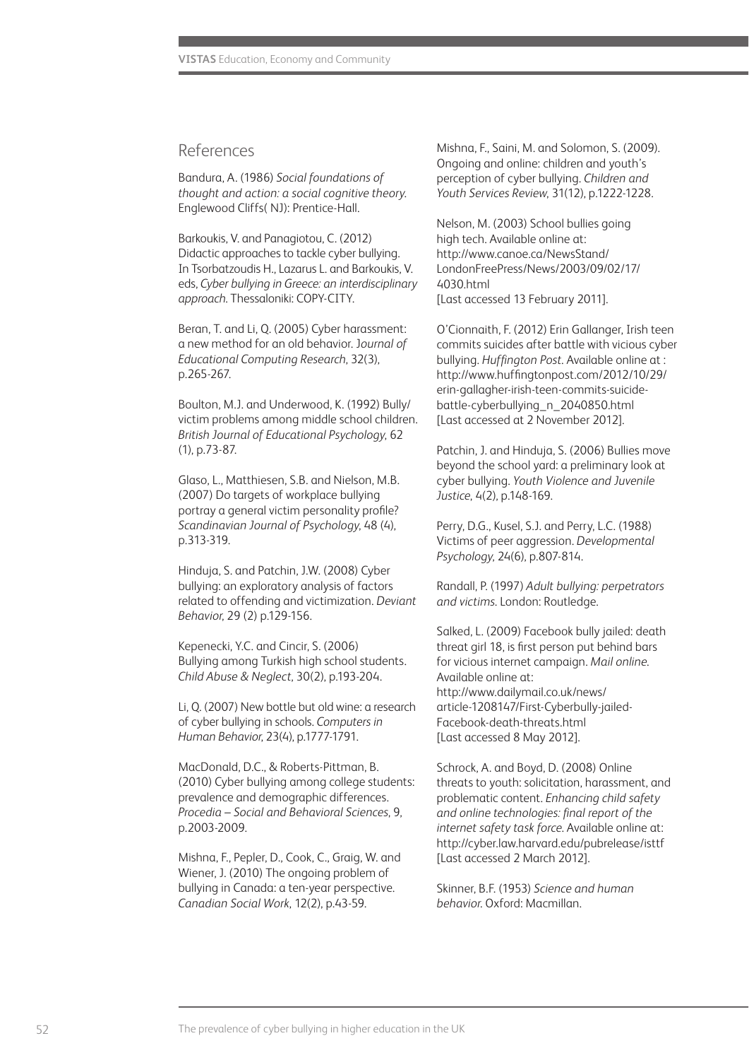## References

Bandura, A. (1986) *Social foundations of thought and action: a social cognitive theory.* Englewood Cliffs( NJ): Prentice-Hall.

Barkoukis, V. and Panagiotou, C. (2012) Didactic approaches to tackle cyber bullying. In Tsorbatzoudis H., Lazarus L. and Barkoukis, V. eds, *Cyber bullying in Greece: an interdisciplinary approach.* Thessaloniki: COPY-CITY.

Beran, T. and Li, Q. (2005) Cyber harassment: a new method for an old behavior. J*ournal of Educational Computing Research*, 32(3), p.265-267.

Boulton, M.J. and Underwood, K. (1992) Bully/victim problems among middle school children. *British Journal of Educational Psychology*, 62 (1), p.73-87.

Glaso, L., Matthiesen, S.B. and Nielson, M.B. (2007) Do targets of workplace bullying portray a general victim personality profile? *Scandinavian Journal of Psychology*, 48 (4), p.313-319.

Hinduja, S. and Patchin, J.W. (2008) Cyber bullying: an exploratory analysis of factors related to offending and victimization. *Deviant Behavior*, 29 (2) p.129-156.

Kepenecki, Y.C. and Cincir, S. (2006) Bullying among Turkish high school students. *Child Abuse & Neglect*, 30(2), p.193-204.

Li, Q. (2007) New bottle but old wine: a research of cyber bullying in schools. *Computers in Human Behavior*, 23(4), p.1777-1791.

MacDonald, D.C., & Roberts-Pittman, B. (2010) Cyber bullying among college students: prevalence and demographic differences. *Procedia – Social and Behavioral Sciences*, 9, p.2003-2009.

Mishna, F., Pepler, D., Cook, C., Graig, W. and Wiener, J. (2010) The ongoing problem of bullying in Canada: a ten-year perspective. *Canadian Social Work*, 12(2), p.43-59.

Mishna, F., Saini, M. and Solomon, S. (2009). Ongoing and online: children and youth's perception of cyber bullying. *Children and Youth Services Review*, 31(12), p.1222-1228.

Nelson, M. (2003) School bullies going high tech. Available online at: http://www.canoe.ca/NewsStand/LondonFreePress/News/2003/09/02/17/4030.html [Last accessed 13 February 2011].

O'Cionnaith, F. (2012) Erin Gallanger, Irish teen commits suicides after battle with vicious cyber bullying. *Huffington Post*. Available online at : http://www.huffingtonpost.com/2012/10/29/erin-gallagher-irish-teen-commits-suicide-battle-cyberbullying_n_2040850.html [Last accessed at 2 November 2012].

Patchin, J. and Hinduja, S. (2006) Bullies move beyond the school yard: a preliminary look at cyber bullying. *Youth Violence and Juvenile Justice*, 4(2), p.148-169.

Perry, D.G., Kusel, S.J. and Perry, L.C. (1988) Victims of peer aggression. *Developmental Psychology*, 24(6), p.807-814.

Randall, P. (1997) *Adult bullying: perpetrators and victims.* London: Routledge.

Salked, L. (2009) Facebook bully jailed: death threat girl 18, is first person put behind bars for vicious internet campaign. *Mail online*. Available online at: http://www.dailymail.co.uk/news/article-1208147/First-Cyberbully-jailed-Facebook-death-threats.html [Last accessed 8 May 2012].

Schrock, A. and Boyd, D. (2008) Online threats to youth: solicitation, harassment, and problematic content. *Enhancing child safety and online technologies: final report of the internet safety task force.* Available online at: http://cyber.law.harvard.edu/pubrelease/isttf [Last accessed 2 March 2012].

Skinner, B.F. (1953) *Science and human behavior.* Oxford: Macmillan.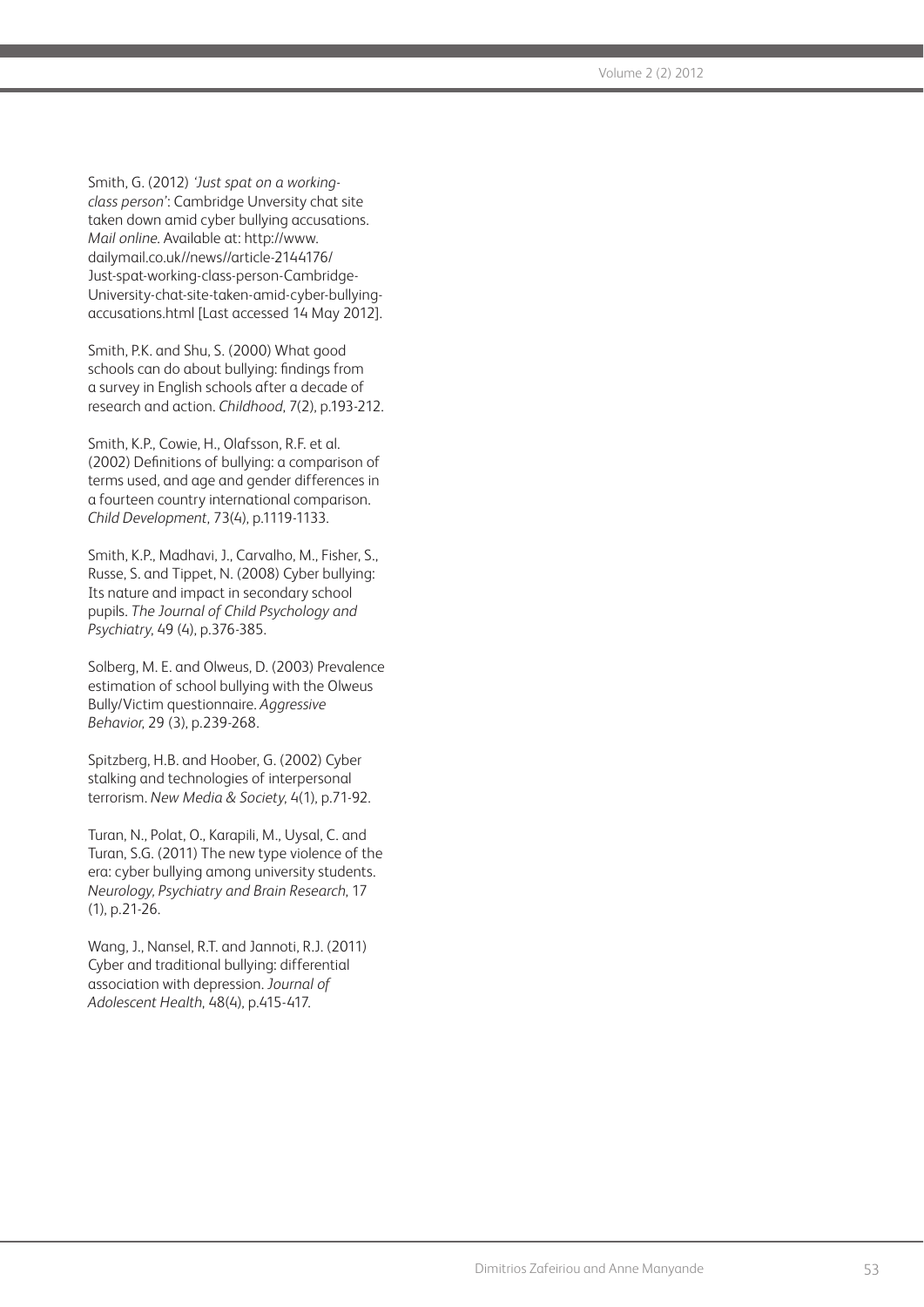Smith, G. (2012) *'Just spat on a working-class person'*: Cambridge Unversity chat site taken down amid cyber bullying accusations. *Mail online*. Available at: http://www.dailymail.co.uk//news//article-2144176/Just-spat-working-class-person-Cambridge-University-chat-site-taken-amid-cyber-bullying-accusations.html [Last accessed 14 May 2012].

Smith, P.K. and Shu, S. (2000) What good schools can do about bullying: findings from a survey in English schools after a decade of research and action. *Childhood*, 7(2), p.193-212.

Smith, K.P., Cowie, H., Olafsson, R.F. et al. (2002) Definitions of bullying: a comparison of terms used, and age and gender differences in a fourteen country international comparison. *Child Development*, 73(4), p.1119-1133.

Smith, K.P., Madhavi, J., Carvalho, M., Fisher, S., Russe, S. and Tippet, N. (2008) Cyber bullying: Its nature and impact in secondary school pupils. *The Journal of Child Psychology and Psychiatry*, 49 (4), p.376-385.

Solberg, M. E. and Olweus, D. (2003) Prevalence estimation of school bullying with the Olweus Bully/Victim questionnaire. *Aggressive Behavior*, 29 (3), p.239-268.

Spitzberg, H.B. and Hoober, G. (2002) Cyber stalking and technologies of interpersonal terrorism. *New Media & Society*, 4(1), p.71-92.

Turan, N., Polat, O., Karapili, M., Uysal, C. and Turan, S.G. (2011) The new type violence of the era: cyber bullying among university students. *Neurology, Psychiatry and Brain Research*, 17 (1), p.21-26.

Wang, J., Nansel, R.T. and Jannoti, R.J. (2011) Cyber and traditional bullying: differential association with depression. *Journal of Adolescent Health*, 48(4), p.415-417.